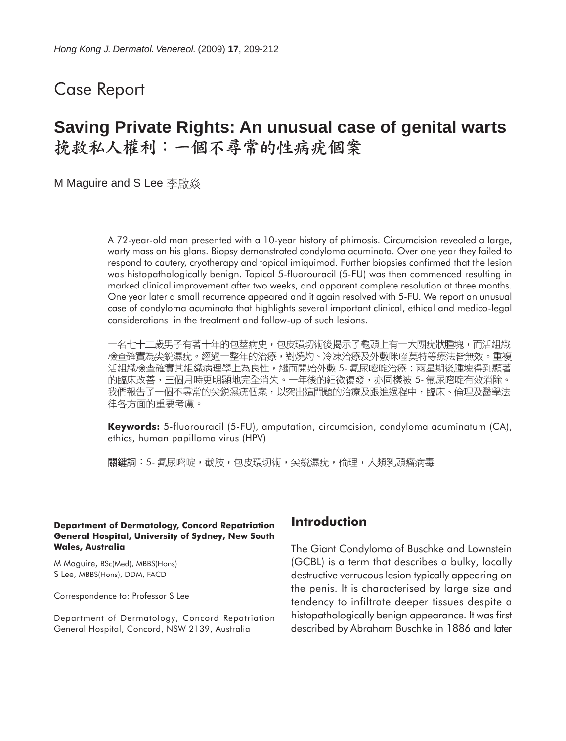Case Report

# Saving Private Rights: An unusual case of genital warts
# 挽救私人權利：一個不尋常的性病疣個案

M Maguire and S Lee 李啟焱

A 72-year-old man presented with a 10-year history of phimosis. Circumcision revealed a large, warty mass on his glans. Biopsy demonstrated condyloma acuminata. Over one year they failed to respond to cautery, cryotherapy and topical imiquimod. Further biopsies confirmed that the lesion was histopathologically benign. Topical 5-fluorouracil (5-FU) was then commenced resulting in marked clinical improvement after two weeks, and apparent complete resolution at three months. One year later a small recurrence appeared and it again resolved with 5-FU. We report an unusual case of condyloma acuminata that highlights several important clinical, ethical and medico-legal considerations in the treatment and follow-up of such lesions.

一名七十二歲男子有著十年的包莖病史，包皮環切術後揭示了龜頭上有一大團疣狀腫塊，而活組織檢查確實為尖鋭濕疣。經過一整年的治療，對燒灼、冷凍治療及外敷咪喹莫特等療法皆無效。重複活組織檢查確實其組織病理學上為良性，繼而開始外敷 5- 氟尿嘧啶治療；兩星期後腫塊得到顯著的臨床改善，三個月時更明顯地完全消失。一年後的細微復發，亦同樣被 5- 氟尿嘧啶有效消除。我們報告了一個不尋常的尖鋭濕疣個案，以突出這問題的治療及跟進過程中，臨床、倫理及醫學法律各方面的重要考慮。

**Keywords:** 5-fluorouracil (5-FU), amputation, circumcision, condyloma acuminatum (CA), ethics, human papilloma virus (HPV)

**關鍵詞**：5- 氟尿嘧啶，截肢，包皮環切術，尖鋭濕疣，倫理，人類乳頭瘤病毒

**Department of Dermatology, Concord Repatriation General Hospital, University of Sydney, New South Wales, Australia**

M Maguire, BSc(Med), MBBS(Hons)
S Lee, MBBS(Hons), DDM, FACD

Correspondence to: Professor S Lee

Department of Dermatology, Concord Repatriation General Hospital, Concord, NSW 2139, Australia

## Introduction

The Giant Condyloma of Buschke and Lownstein (GCBL) is a term that describes a bulky, locally destructive verrucous lesion typically appearing on the penis. It is characterised by large size and tendency to infiltrate deeper tissues despite a histopathologically benign appearance. It was first described by Abraham Buschke in 1886 and later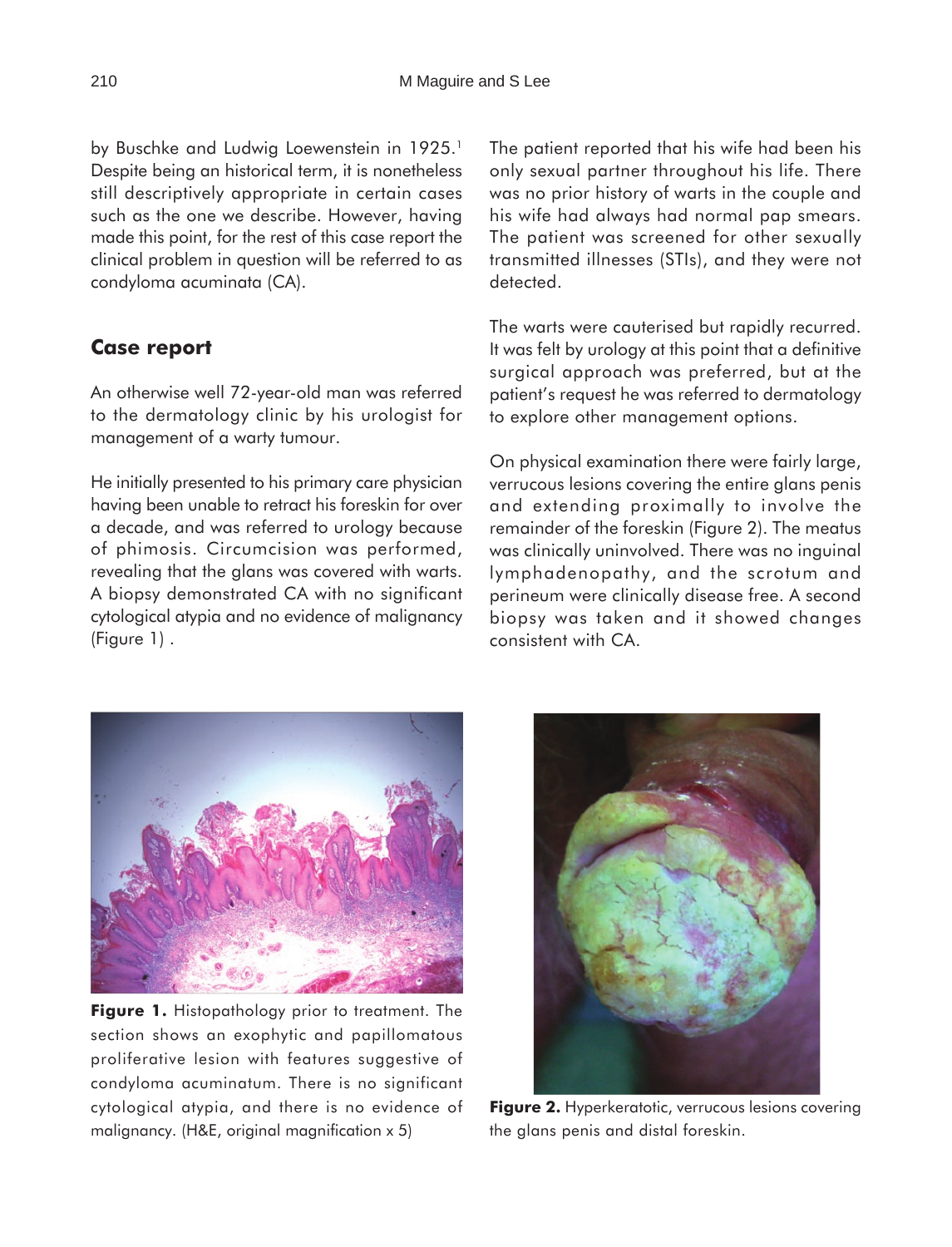by Buschke and Ludwig Loewenstein in 1925.[1] Despite being an historical term, it is nonetheless still descriptively appropriate in certain cases such as the one we describe. However, having made this point, for the rest of this case report the clinical problem in question will be referred to as condyloma acuminata (CA).

## Case report

An otherwise well 72-year-old man was referred to the dermatology clinic by his urologist for management of a warty tumour.

He initially presented to his primary care physician having been unable to retract his foreskin for over a decade, and was referred to urology because of phimosis. Circumcision was performed, revealing that the glans was covered with warts. A biopsy demonstrated CA with no significant cytological atypia and no evidence of malignancy (Figure 1) .

The patient reported that his wife had been his only sexual partner throughout his life. There was no prior history of warts in the couple and his wife had always had normal pap smears. The patient was screened for other sexually transmitted illnesses (STIs), and they were not detected.

The warts were cauterised but rapidly recurred. It was felt by urology at this point that a definitive surgical approach was preferred, but at the patient's request he was referred to dermatology to explore other management options.

On physical examination there were fairly large, verrucous lesions covering the entire glans penis and extending proximally to involve the remainder of the foreskin (Figure 2). The meatus was clinically uninvolved. There was no inguinal lymphadenopathy, and the scrotum and perineum were clinically disease free. A second biopsy was taken and it showed changes consistent with CA.

**Figure 1.** Histopathology prior to treatment. The section shows an exophytic and papillomatous proliferative lesion with features suggestive of condyloma acuminatum. There is no significant cytological atypia, and there is no evidence of malignancy. (H&E, original magnification x 5)

**Figure 2.** Hyperkeratotic, verrucous lesions covering the glans penis and distal foreskin.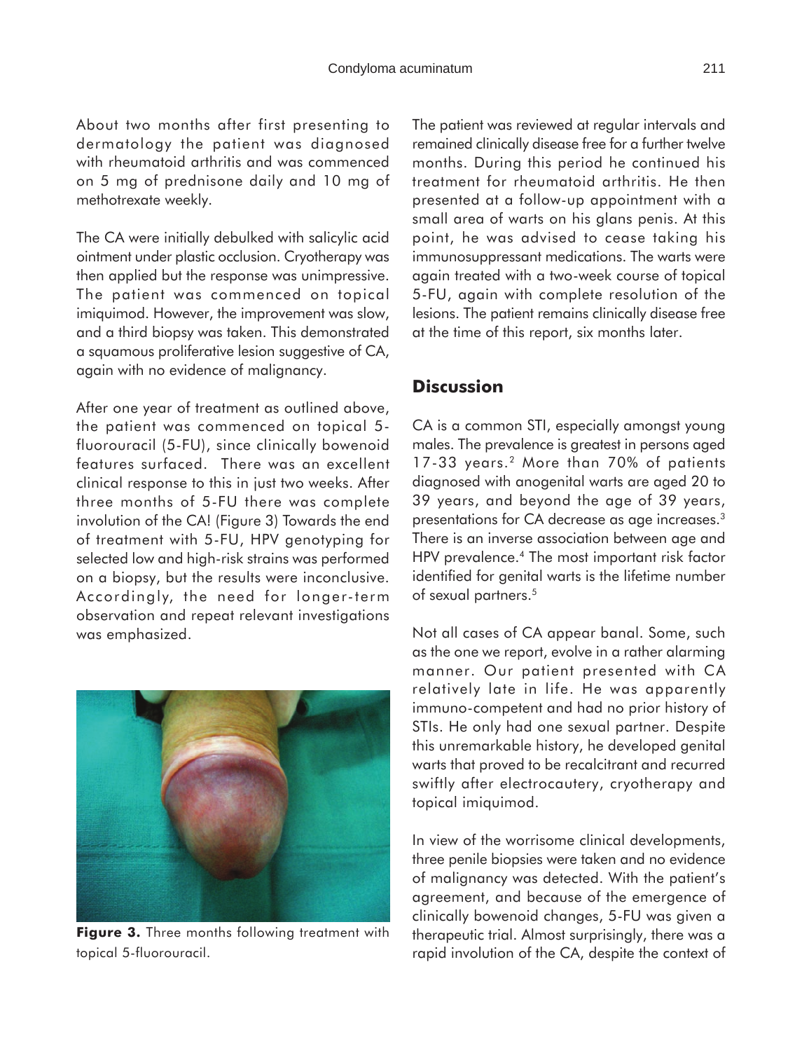About two months after first presenting to dermatology the patient was diagnosed with rheumatoid arthritis and was commenced on 5 mg of prednisone daily and 10 mg of methotrexate weekly.

The CA were initially debulked with salicylic acid ointment under plastic occlusion. Cryotherapy was then applied but the response was unimpressive. The patient was commenced on topical imiquimod. However, the improvement was slow, and a third biopsy was taken. This demonstrated a squamous proliferative lesion suggestive of CA, again with no evidence of malignancy.

After one year of treatment as outlined above, the patient was commenced on topical 5-fluorouracil (5-FU), since clinically bowenoid features surfaced. There was an excellent clinical response to this in just two weeks. After three months of 5-FU there was complete involution of the CA! (Figure 3) Towards the end of treatment with 5-FU, HPV genotyping for selected low and high-risk strains was performed on a biopsy, but the results were inconclusive. Accordingly, the need for longer-term observation and repeat relevant investigations was emphasized.

**Figure 3.** Three months following treatment with topical 5-fluorouracil.

The patient was reviewed at regular intervals and remained clinically disease free for a further twelve months. During this period he continued his treatment for rheumatoid arthritis. He then presented at a follow-up appointment with a small area of warts on his glans penis. At this point, he was advised to cease taking his immunosuppressant medications. The warts were again treated with a two-week course of topical 5-FU, again with complete resolution of the lesions. The patient remains clinically disease free at the time of this report, six months later.

## Discussion

CA is a common STI, especially amongst young males. The prevalence is greatest in persons aged 17-33 years.[2] More than 70% of patients diagnosed with anogenital warts are aged 20 to 39 years, and beyond the age of 39 years, presentations for CA decrease as age increases.[3] There is an inverse association between age and HPV prevalence.[4] The most important risk factor identified for genital warts is the lifetime number of sexual partners.[5]

Not all cases of CA appear banal. Some, such as the one we report, evolve in a rather alarming manner. Our patient presented with CA relatively late in life. He was apparently immuno-competent and had no prior history of STIs. He only had one sexual partner. Despite this unremarkable history, he developed genital warts that proved to be recalcitrant and recurred swiftly after electrocautery, cryotherapy and topical imiquimod.

In view of the worrisome clinical developments, three penile biopsies were taken and no evidence of malignancy was detected. With the patient's agreement, and because of the emergence of clinically bowenoid changes, 5-FU was given a therapeutic trial. Almost surprisingly, there was a rapid involution of the CA, despite the context of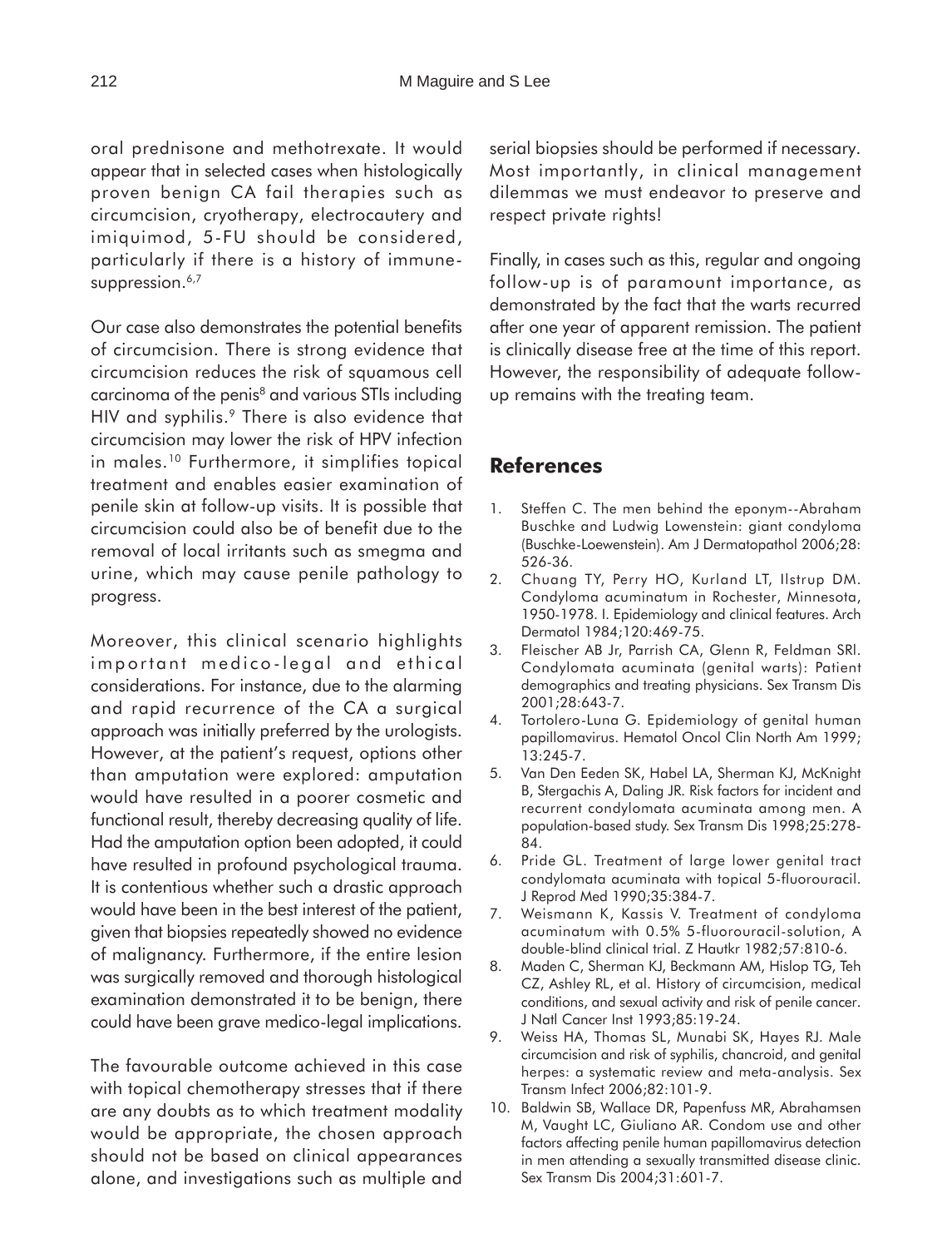oral prednisone and methotrexate. It would appear that in selected cases when histologically proven benign CA fail therapies such as circumcision, cryotherapy, electrocautery and imiquimod, 5-FU should be considered, particularly if there is a history of immune-suppression.[6,7]

Our case also demonstrates the potential benefits of circumcision. There is strong evidence that circumcision reduces the risk of squamous cell carcinoma of the penis[8] and various STIs including HIV and syphilis.[9] There is also evidence that circumcision may lower the risk of HPV infection in males.[10] Furthermore, it simplifies topical treatment and enables easier examination of penile skin at follow-up visits. It is possible that circumcision could also be of benefit due to the removal of local irritants such as smegma and urine, which may cause penile pathology to progress.

Moreover, this clinical scenario highlights important medico-legal and ethical considerations. For instance, due to the alarming and rapid recurrence of the CA a surgical approach was initially preferred by the urologists. However, at the patient's request, options other than amputation were explored: amputation would have resulted in a poorer cosmetic and functional result, thereby decreasing quality of life. Had the amputation option been adopted, it could have resulted in profound psychological trauma. It is contentious whether such a drastic approach would have been in the best interest of the patient, given that biopsies repeatedly showed no evidence of malignancy. Furthermore, if the entire lesion was surgically removed and thorough histological examination demonstrated it to be benign, there could have been grave medico-legal implications.

The favourable outcome achieved in this case with topical chemotherapy stresses that if there are any doubts as to which treatment modality would be appropriate, the chosen approach should not be based on clinical appearances alone, and investigations such as multiple and serial biopsies should be performed if necessary. Most importantly, in clinical management dilemmas we must endeavor to preserve and respect private rights!

Finally, in cases such as this, regular and ongoing follow-up is of paramount importance, as demonstrated by the fact that the warts recurred after one year of apparent remission. The patient is clinically disease free at the time of this report. However, the responsibility of adequate follow-up remains with the treating team.

## References

1. Steffen C. The men behind the eponym--Abraham Buschke and Ludwig Lowenstein: giant condyloma (Buschke-Loewenstein). Am J Dermatopathol 2006;28: 526-36.
2. Chuang TY, Perry HO, Kurland LT, Ilstrup DM. Condyloma acuminatum in Rochester, Minnesota, 1950-1978. I. Epidemiology and clinical features. Arch Dermatol 1984;120:469-75.
3. Fleischer AB Jr, Parrish CA, Glenn R, Feldman SRl. Condylomata acuminata (genital warts): Patient demographics and treating physicians. Sex Transm Dis 2001;28:643-7.
4. Tortolero-Luna G. Epidemiology of genital human papillomavirus. Hematol Oncol Clin North Am 1999; 13:245-7.
5. Van Den Eeden SK, Habel LA, Sherman KJ, McKnight B, Stergachis A, Daling JR. Risk factors for incident and recurrent condylomata acuminata among men. A population-based study. Sex Transm Dis 1998;25:278-84.
6. Pride GL. Treatment of large lower genital tract condylomata acuminata with topical 5-fluorouracil. J Reprod Med 1990;35:384-7.
7. Weismann K, Kassis V. Treatment of condyloma acuminatum with 0.5% 5-fluorouracil-solution, A double-blind clinical trial. Z Hautkr 1982;57:810-6.
8. Maden C, Sherman KJ, Beckmann AM, Hislop TG, Teh CZ, Ashley RL, et al. History of circumcision, medical conditions, and sexual activity and risk of penile cancer. J Natl Cancer Inst 1993;85:19-24.
9. Weiss HA, Thomas SL, Munabi SK, Hayes RJ. Male circumcision and risk of syphilis, chancroid, and genital herpes: a systematic review and meta-analysis. Sex Transm Infect 2006;82:101-9.
10. Baldwin SB, Wallace DR, Papenfuss MR, Abrahamsen M, Vaught LC, Giuliano AR. Condom use and other factors affecting penile human papillomavirus detection in men attending a sexually transmitted disease clinic. Sex Transm Dis 2004;31:601-7.